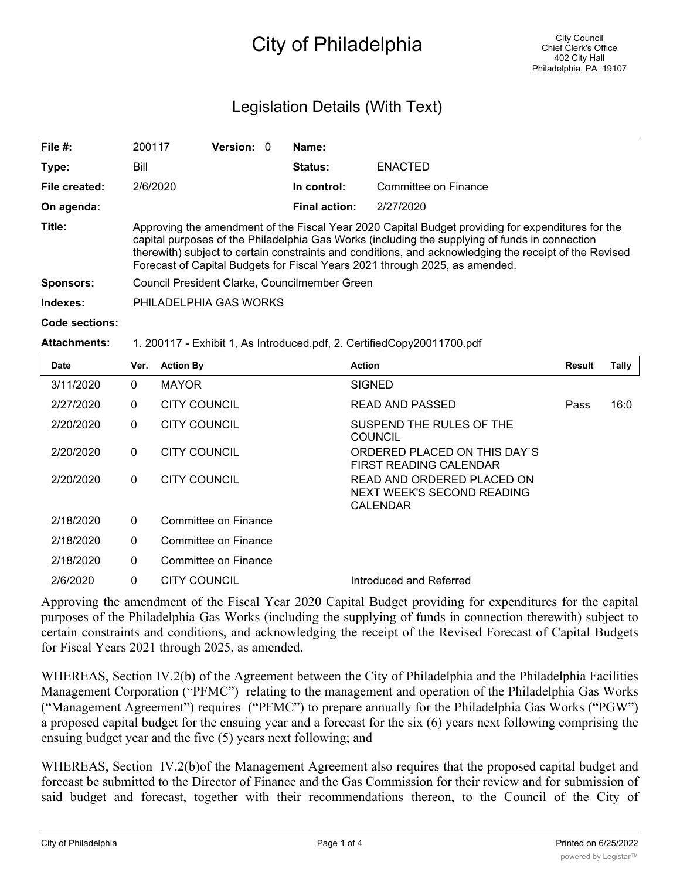# City of Philadelphia

City Council
Chief Clerk's Office
402 City Hall
Philadelphia, PA 19107

## Legislation Details (With Text)

| | | | | | |
|---|---|---|---|---|---|
| **File #:** | 200117 | **Version:** | 0 | **Name:** | |
| **Type:** | Bill | | | **Status:** | ENACTED |
| **File created:** | 2/6/2020 | | | **In control:** | Committee on Finance |
| **On agenda:** | | | | **Final action:** | 2/27/2020 |

**Title:** Approving the amendment of the Fiscal Year 2020 Capital Budget providing for expenditures for the capital purposes of the Philadelphia Gas Works (including the supplying of funds in connection therewith) subject to certain constraints and conditions, and acknowledging the receipt of the Revised Forecast of Capital Budgets for Fiscal Years 2021 through 2025, as amended.

**Sponsors:** Council President Clarke, Councilmember Green

**Indexes:** PHILADELPHIA GAS WORKS

**Code sections:**

**Attachments:** 1. 200117 - Exhibit 1, As Introduced.pdf, 2. CertifiedCopy20011700.pdf

| Date | Ver. | Action By | Action | Result | Tally |
|---|---|---|---|---|---|
| 3/11/2020 | 0 | MAYOR | SIGNED | | |
| 2/27/2020 | 0 | CITY COUNCIL | READ AND PASSED | Pass | 16:0 |
| 2/20/2020 | 0 | CITY COUNCIL | SUSPEND THE RULES OF THE COUNCIL | | |
| 2/20/2020 | 0 | CITY COUNCIL | ORDERED PLACED ON THIS DAY`S FIRST READING CALENDAR | | |
| 2/20/2020 | 0 | CITY COUNCIL | READ AND ORDERED PLACED ON NEXT WEEK'S SECOND READING CALENDAR | | |
| 2/18/2020 | 0 | Committee on Finance | | | |
| 2/18/2020 | 0 | Committee on Finance | | | |
| 2/18/2020 | 0 | Committee on Finance | | | |
| 2/6/2020 | 0 | CITY COUNCIL | Introduced and Referred | | |

Approving the amendment of the Fiscal Year 2020 Capital Budget providing for expenditures for the capital purposes of the Philadelphia Gas Works (including the supplying of funds in connection therewith) subject to certain constraints and conditions, and acknowledging the receipt of the Revised Forecast of Capital Budgets for Fiscal Years 2021 through 2025, as amended.

WHEREAS, Section IV.2(b) of the Agreement between the City of Philadelphia and the Philadelphia Facilities Management Corporation ("PFMC") relating to the management and operation of the Philadelphia Gas Works ("Management Agreement") requires ("PFMC") to prepare annually for the Philadelphia Gas Works ("PGW") a proposed capital budget for the ensuing year and a forecast for the six (6) years next following comprising the ensuing budget year and the five (5) years next following; and

WHEREAS, Section IV.2(b)of the Management Agreement also requires that the proposed capital budget and forecast be submitted to the Director of Finance and the Gas Commission for their review and for submission of said budget and forecast, together with their recommendations thereon, to the Council of the City of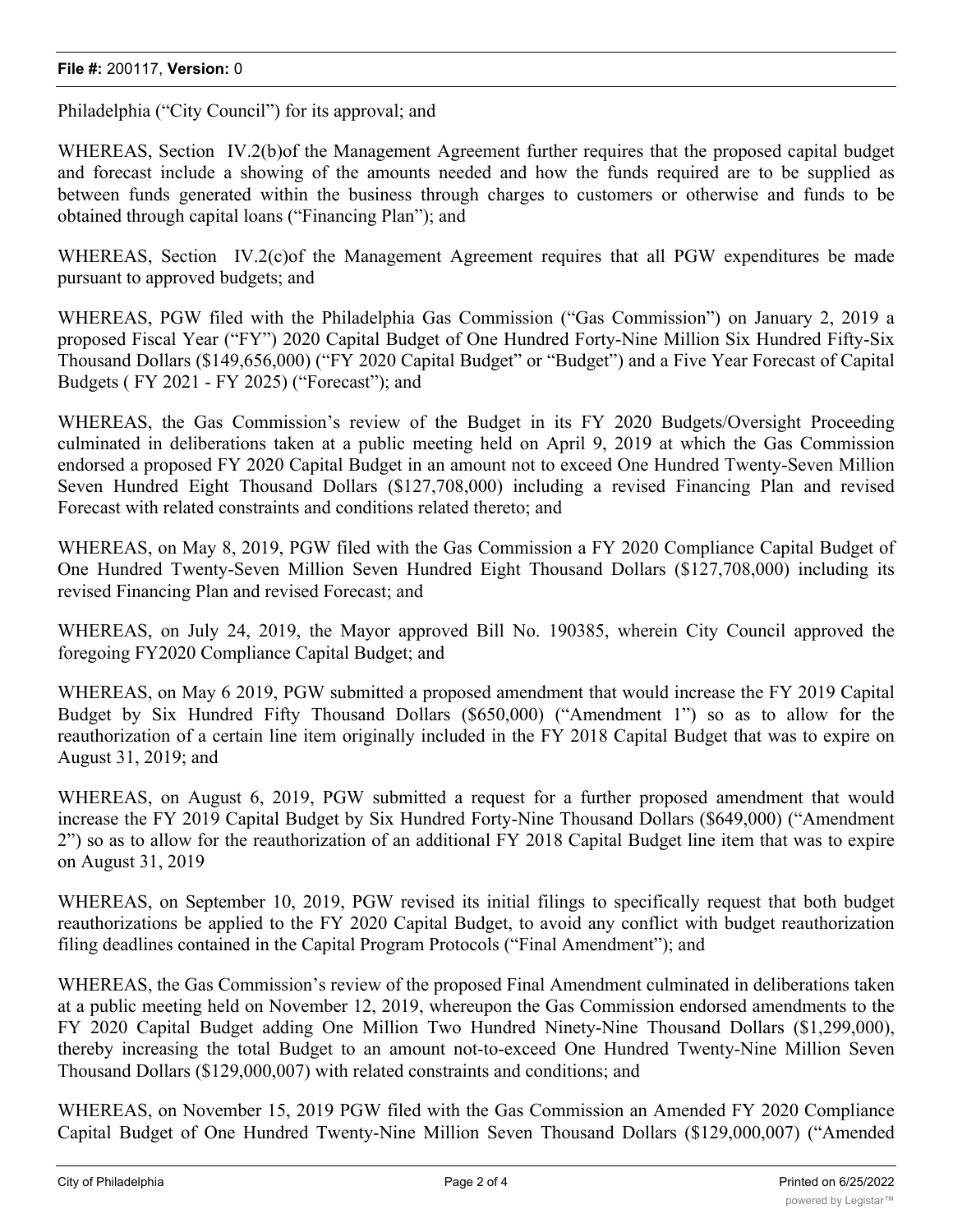Philadelphia ("City Council") for its approval; and

WHEREAS, Section IV.2(b)of the Management Agreement further requires that the proposed capital budget and forecast include a showing of the amounts needed and how the funds required are to be supplied as between funds generated within the business through charges to customers or otherwise and funds to be obtained through capital loans ("Financing Plan"); and

WHEREAS, Section IV.2(c)of the Management Agreement requires that all PGW expenditures be made pursuant to approved budgets; and

WHEREAS, PGW filed with the Philadelphia Gas Commission ("Gas Commission") on January 2, 2019 a proposed Fiscal Year ("FY") 2020 Capital Budget of One Hundred Forty-Nine Million Six Hundred Fifty-Six Thousand Dollars ($149,656,000) ("FY 2020 Capital Budget" or "Budget") and a Five Year Forecast of Capital Budgets ( FY 2021 - FY 2025) ("Forecast"); and

WHEREAS, the Gas Commission's review of the Budget in its FY 2020 Budgets/Oversight Proceeding culminated in deliberations taken at a public meeting held on April 9, 2019 at which the Gas Commission endorsed a proposed FY 2020 Capital Budget in an amount not to exceed One Hundred Twenty-Seven Million Seven Hundred Eight Thousand Dollars ($127,708,000) including a revised Financing Plan and revised Forecast with related constraints and conditions related thereto; and

WHEREAS, on May 8, 2019, PGW filed with the Gas Commission a FY 2020 Compliance Capital Budget of One Hundred Twenty-Seven Million Seven Hundred Eight Thousand Dollars ($127,708,000) including its revised Financing Plan and revised Forecast; and

WHEREAS, on July 24, 2019, the Mayor approved Bill No. 190385, wherein City Council approved the foregoing FY2020 Compliance Capital Budget; and

WHEREAS, on May 6 2019, PGW submitted a proposed amendment that would increase the FY 2019 Capital Budget by Six Hundred Fifty Thousand Dollars ($650,000) ("Amendment 1") so as to allow for the reauthorization of a certain line item originally included in the FY 2018 Capital Budget that was to expire on August 31, 2019; and

WHEREAS, on August 6, 2019, PGW submitted a request for a further proposed amendment that would increase the FY 2019 Capital Budget by Six Hundred Forty-Nine Thousand Dollars ($649,000) ("Amendment 2") so as to allow for the reauthorization of an additional FY 2018 Capital Budget line item that was to expire on August 31, 2019

WHEREAS, on September 10, 2019, PGW revised its initial filings to specifically request that both budget reauthorizations be applied to the FY 2020 Capital Budget, to avoid any conflict with budget reauthorization filing deadlines contained in the Capital Program Protocols ("Final Amendment"); and

WHEREAS, the Gas Commission's review of the proposed Final Amendment culminated in deliberations taken at a public meeting held on November 12, 2019, whereupon the Gas Commission endorsed amendments to the FY 2020 Capital Budget adding One Million Two Hundred Ninety-Nine Thousand Dollars ($1,299,000), thereby increasing the total Budget to an amount not-to-exceed One Hundred Twenty-Nine Million Seven Thousand Dollars ($129,000,007) with related constraints and conditions; and

WHEREAS, on November 15, 2019 PGW filed with the Gas Commission an Amended FY 2020 Compliance Capital Budget of One Hundred Twenty-Nine Million Seven Thousand Dollars ($129,000,007) ("Amended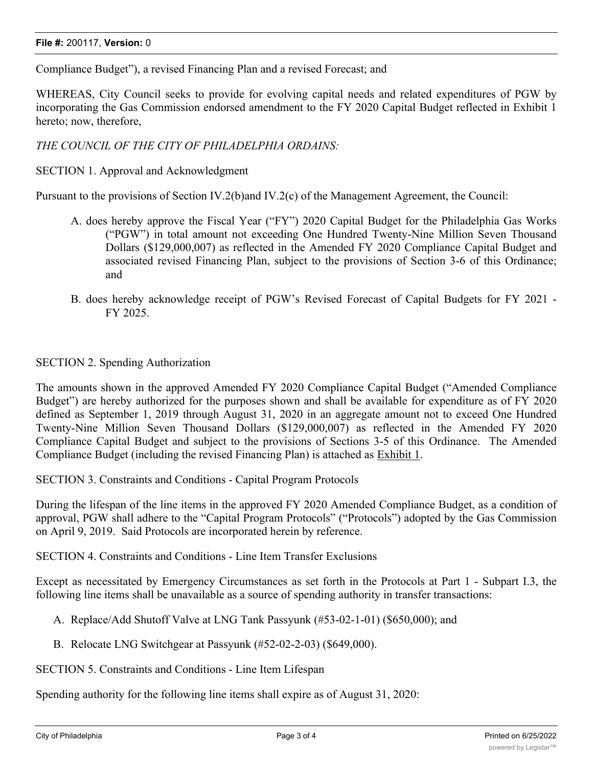Compliance Budget"), a revised Financing Plan and a revised Forecast; and

WHEREAS, City Council seeks to provide for evolving capital needs and related expenditures of PGW by incorporating the Gas Commission endorsed amendment to the FY 2020 Capital Budget reflected in Exhibit 1 hereto; now, therefore,

*THE COUNCIL OF THE CITY OF PHILADELPHIA ORDAINS:*

SECTION 1. Approval and Acknowledgment

Pursuant to the provisions of Section IV.2(b)and IV.2(c) of the Management Agreement, the Council:

A. does hereby approve the Fiscal Year ("FY") 2020 Capital Budget for the Philadelphia Gas Works ("PGW") in total amount not exceeding One Hundred Twenty-Nine Million Seven Thousand Dollars ($129,000,007) as reflected in the Amended FY 2020 Compliance Capital Budget and associated revised Financing Plan, subject to the provisions of Section 3-6 of this Ordinance; and

B. does hereby acknowledge receipt of PGW's Revised Forecast of Capital Budgets for FY 2021 - FY 2025.

SECTION 2. Spending Authorization

The amounts shown in the approved Amended FY 2020 Compliance Capital Budget ("Amended Compliance Budget") are hereby authorized for the purposes shown and shall be available for expenditure as of FY 2020 defined as September 1, 2019 through August 31, 2020 in an aggregate amount not to exceed One Hundred Twenty-Nine Million Seven Thousand Dollars ($129,000,007) as reflected in the Amended FY 2020 Compliance Capital Budget and subject to the provisions of Sections 3-5 of this Ordinance. The Amended Compliance Budget (including the revised Financing Plan) is attached as Exhibit 1.

SECTION 3. Constraints and Conditions - Capital Program Protocols

During the lifespan of the line items in the approved FY 2020 Amended Compliance Budget, as a condition of approval, PGW shall adhere to the "Capital Program Protocols" ("Protocols") adopted by the Gas Commission on April 9, 2019. Said Protocols are incorporated herein by reference.

SECTION 4. Constraints and Conditions - Line Item Transfer Exclusions

Except as necessitated by Emergency Circumstances as set forth in the Protocols at Part 1 - Subpart I.3, the following line items shall be unavailable as a source of spending authority in transfer transactions:

A. Replace/Add Shutoff Valve at LNG Tank Passyunk (#53-02-1-01) ($650,000); and

B. Relocate LNG Switchgear at Passyunk (#52-02-2-03) ($649,000).

SECTION 5. Constraints and Conditions - Line Item Lifespan

Spending authority for the following line items shall expire as of August 31, 2020: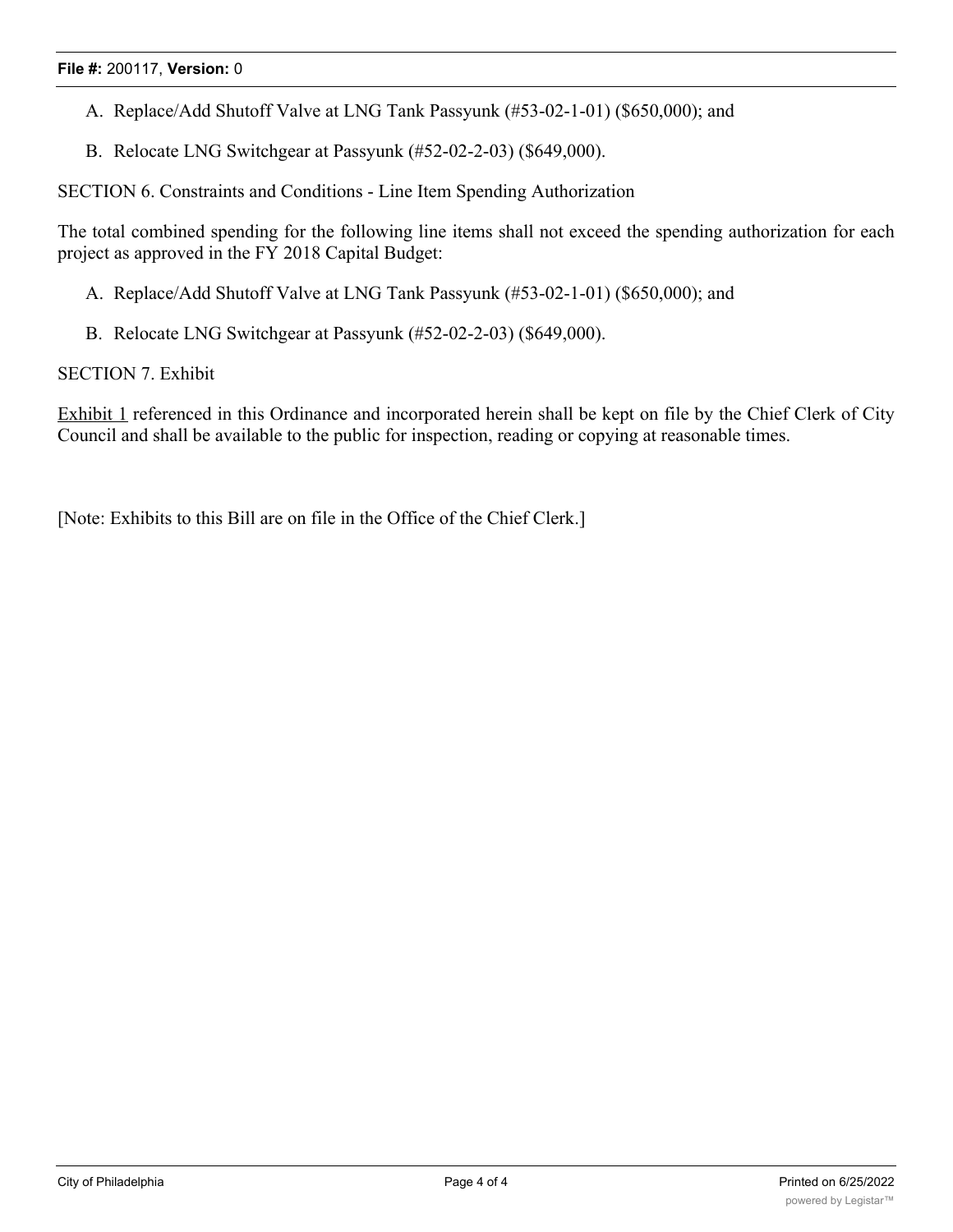A. Replace/Add Shutoff Valve at LNG Tank Passyunk (#53-02-1-01) ($650,000); and

B. Relocate LNG Switchgear at Passyunk (#52-02-2-03) ($649,000).

SECTION 6. Constraints and Conditions - Line Item Spending Authorization

The total combined spending for the following line items shall not exceed the spending authorization for each project as approved in the FY 2018 Capital Budget:

A. Replace/Add Shutoff Valve at LNG Tank Passyunk (#53-02-1-01) ($650,000); and

B. Relocate LNG Switchgear at Passyunk (#52-02-2-03) ($649,000).

SECTION 7. Exhibit

Exhibit 1 referenced in this Ordinance and incorporated herein shall be kept on file by the Chief Clerk of City Council and shall be available to the public for inspection, reading or copying at reasonable times.

[Note: Exhibits to this Bill are on file in the Office of the Chief Clerk.]